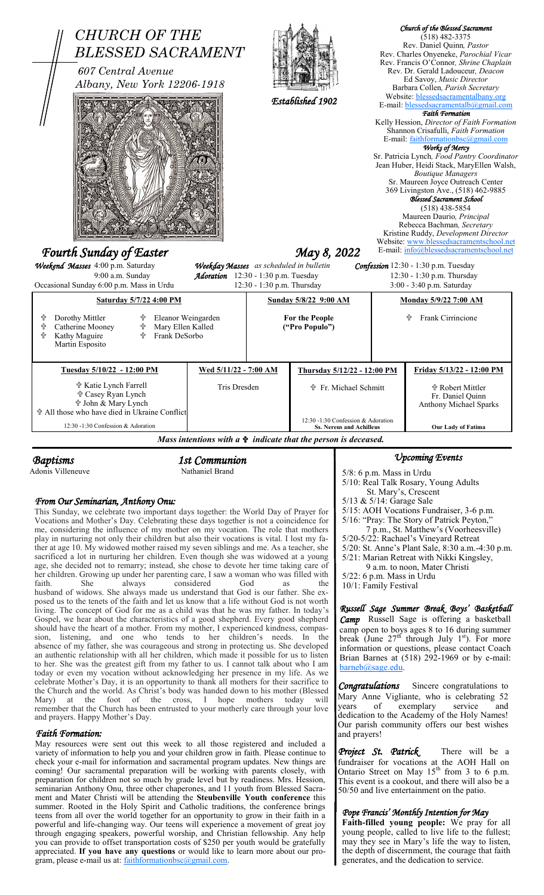# CHURCH OF THE BLESSED SACRAMENT

*607 Central Avenue*
*Albany, New York 12206-1918*

*Established 1902*

***Church of the Blessed Sacrament***
(518) 482-3375
Rev. Daniel Quinn, *Pastor*
Rev. Charles Onyeneke, *Parochial Vicar*
Rev. Francis O'Connor, *Shrine Chaplain*
Rev. Dr. Gerald Ladouceur, *Deacon*
Ed Savoy, *Music Director*
Barbara Collen, *Parish Secretary*
Website: blessedsacramentalbany.org
E-mail: blessedsacramentalb@gmail.com

***Faith Formation***
Kelly Hession, *Director of Faith Formation*
Shannon Crisafulli, *Faith Formation*
E-mail: faithformationbsc@gmail.com

***Works of Mercy***
Sr. Patricia Lynch, *Food Pantry Coordinator*
Jean Huber, Heidi Stack, MaryEllen Walsh, *Boutique Managers*
Sr. Maureen Joyce Outreach Center
369 Livingston Ave., (518) 462-9885

***Blessed Sacrament School***
(518) 438-5854
Maureen Daurio, *Principal*
Rebecca Bachman, *Secretary*
Kristine Ruddy, *Development Director*
Website: www.blessedsacramentschool.net
E-mail: info@blessedsacramentschool.net

## *Fourth Sunday of Easter* — *May 8, 2022*

***Weekend Masses*** 4:00 p.m. Saturday
9:00 a.m. Sunday
Occasional Sunday 6:00 p.m. Mass in Urdu

***Weekday Masses*** *as scheduled in bulletin*
***Adoration*** 12:30 - 1:30 p.m. Tuesday
12:30 - 1:30 p.m. Thursday

***Confession*** 12:30 - 1:30 p.m. Tuesday
12:30 - 1:30 p.m. Thursday
3:00 - 3:40 p.m. Saturday

| Saturday 5/7/22 4:00 PM | Sunday 5/8/22 9:00 AM | Monday 5/9/22 7:00 AM |
|---|---|---|
| ✟ Dorothy Mittler, ✟ Catherine Mooney, ✟ Kathy Maguire, Martin Esposito, ✟ Eleanor Weingarden, ✟ Mary Ellen Kalled, ✟ Frank DeSorbo | **For the People ("Pro Populo")** | ✟ Frank Cirrincione |

| Tuesday 5/10/22 - 12:00 PM | Wed 5/11/22 - 7:00 AM | Thursday 5/12/22 - 12:00 PM | Friday 5/13/22 - 12:00 PM |
|---|---|---|---|
| ✟ Katie Lynch Farrell<br>✟ Casey Ryan Lynch<br>✟ John & Mary Lynch<br>✟ All those who have died in Ukraine Conflict | Tris Dresden | ✟ Fr. Michael Schmitt | ✟ Robert Mittler<br>Fr. Daniel Quinn<br>Anthony Michael Sparks |
| 12:30 -1:30 Confession & Adoration | | 12:30 -1:30 Confession & Adoration<br>**Ss. Nereus and Achilleus** | **Our Lady of Fatima** |

***Mass intentions with a ✟ indicate that the person is deceased.***

### *Baptisms*
Adonis Villeneuve

### *1st Communion*
Nathaniel Brand

### *From Our Seminarian, Anthony Onu:*

This Sunday, we celebrate two important days together: the World Day of Prayer for Vocations and Mother's Day. Celebrating these days together is not a coincidence for me, considering the influence of my mother on my vocation. The role that mothers play in nurturing not only their children but also their vocations is vital. I lost my father at age 10. My widowed mother raised my seven siblings and me. As a teacher, she sacrificed a lot in nurturing her children. Even though she was widowed at a young age, she decided not to remarry; instead, she chose to devote her time taking care of her children. Growing up under her parenting care, I saw a woman who was filled with faith. She always considered God as the husband of widows. She always made us understand that God is our father. She exposed us to the tenets of the faith and let us know that a life without God is not worth living. The concept of God for me as a child was that he was my father. In today's Gospel, we hear about the characteristics of a good shepherd. Every good shepherd should have the heart of a mother. From my mother, I experienced kindness, compassion, listening, and one who tends to her children's needs. In the absence of my father, she was courageous and strong in protecting us. She developed an authentic relationship with all her children, which made it possible for us to listen to her. She was the greatest gift from my father to us. I cannot talk about who I am today or even my vocation without acknowledging her presence in my life. As we celebrate Mother's Day, it is an opportunity to thank all mothers for their sacrifice to the Church and the world. As Christ's body was handed down to his mother (Blessed Mary) at the foot of the cross, I hope mothers today will remember that the Church has been entrusted to your motherly care through your love and prayers. Happy Mother's Day.

### *Faith Formation:*

May resources were sent out this week to all those registered and included a variety of information to help you and your children grow in faith. Please continue to check your e-mail for information and sacramental program updates. New things are coming! Our sacramental preparation will be working with parents closely, with preparation for children not so much by grade level but by readiness. Mrs. Hession, seminarian Anthony Onu, three other chaperones, and 11 youth from Blessed Sacrament and Mater Christi will be attending the **Steubenville Youth conference** this summer. Rooted in the Holy Spirit and Catholic traditions, the conference brings teens from all over the world together for an opportunity to grow in their faith in a powerful and life-changing way. Our teens will experience a movement of great joy through engaging speakers, powerful worship, and Christian fellowship. Any help you can provide to offset transportation costs of $250 per youth would be gratefully appreciated. **If you have any questions** or would like to learn more about our program, please e-mail us at: faithformationbsc@gmail.com.

### *Upcoming Events*

5/8: 6 p.m. Mass in Urdu
5/10: Real Talk Rosary, Young Adults
St. Mary's, Crescent
5/13 & 5/14: Garage Sale
5/15: AOH Vocations Fundraiser, 3-6 p.m.
5/16: "Pray: The Story of Patrick Peyton,"
7 p.m., St. Matthew's (Voorheesville)
5/20-5/22: Rachael's Vineyard Retreat
5/20: St. Anne's Plant Sale, 8:30 a.m.-4:30 p.m.
5/21: Marian Retreat with Nikki Kingsley,
9 a.m. to noon, Mater Christi
5/22: 6 p.m. Mass in Urdu
10/1: Family Festival

### *Russell Sage Summer Break Boys' Basketball Camp*

Russell Sage is offering a basketball camp open to boys ages 8 to 16 during summer break (June 27th through July 1st). For more information or questions, please contact Coach Brian Barnes at (518) 292-1969 or by e-mail: barneb@sage.edu.

***Congratulations*** Sincere congratulations to Mary Anne Vigliante, who is celebrating 52 years of exemplary service and dedication to the Academy of the Holy Names! Our parish community offers our best wishes and prayers!

***Project St. Patrick*** There will be a fundraiser for vocations at the AOH Hall on Ontario Street on May 15th from 3 to 6 p.m. This event is a cookout, and there will also be a 50/50 and live entertainment on the patio.

### *Pope Francis' Monthly Intention for May*

**Faith-filled young people:** We pray for all young people, called to live life to the fullest; may they see in Mary's life the way to listen, the depth of discernment, the courage that faith generates, and the dedication to service.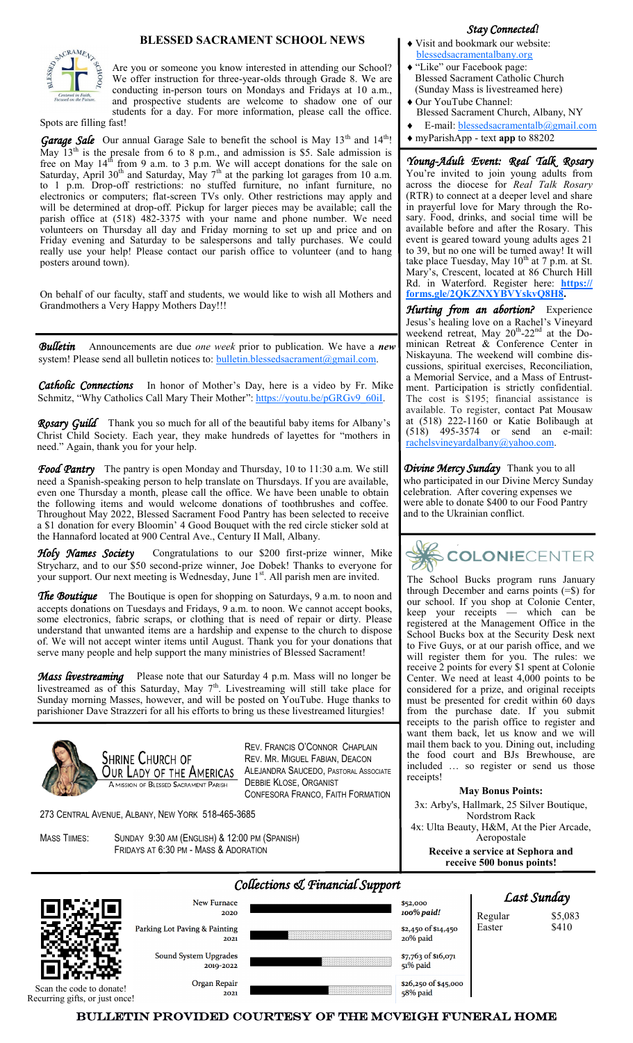## BLESSED SACRAMENT SCHOOL NEWS

Are you or someone you know interested in attending our School? We offer instruction for three-year-olds through Grade 8. We are conducting in-person tours on Mondays and Fridays at 10 a.m., and prospective students are welcome to shadow one of our students for a day. For more information, please call the office. Spots are filling fast!

***Garage Sale*** Our annual Garage Sale to benefit the school is May 13th and 14th! May 13th is the presale from 6 to 8 p.m., and admission is $5. Sale admission is free on May 14th from 9 a.m. to 3 p.m. We will accept donations for the sale on Saturday, April 30th and Saturday, May 7th at the parking lot garages from 10 a.m. to 1 p.m. Drop-off restrictions: no stuffed furniture, no infant furniture, no electronics or computers; flat-screen TVs only. Other restrictions may apply and will be determined at drop-off. Pickup for larger pieces may be available; call the parish office at (518) 482-3375 with your name and phone number. We need volunteers on Thursday all day and Friday morning to set up and price and on Friday evening and Saturday to be salespersons and tally purchases. We could really use your help! Please contact our parish office to volunteer (and to hang posters around town).

On behalf of our faculty, staff and students, we would like to wish all Mothers and Grandmothers a Very Happy Mothers Day!!!

***Bulletin*** Announcements are due *one week* prior to publication. We have a ***new*** system! Please send all bulletin notices to: bulletin.blessedsacrament@gmail.com.

***Catholic Connections*** In honor of Mother's Day, here is a video by Fr. Mike Schmitz, "Why Catholics Call Mary Their Mother": https://youtu.be/pGRGv9_60iI.

***Rosary Guild*** Thank you so much for all of the beautiful baby items for Albany's Christ Child Society. Each year, they make hundreds of layettes for "mothers in need." Again, thank you for your help.

***Food Pantry*** The pantry is open Monday and Thursday, 10 to 11:30 a.m. We still need a Spanish-speaking person to help translate on Thursdays. If you are available, even one Thursday a month, please call the office. We have been unable to obtain the following items and would welcome donations of toothbrushes and coffee. Throughout May 2022, Blessed Sacrament Food Pantry has been selected to receive a $1 donation for every Bloomin' 4 Good Bouquet with the red circle sticker sold at the Hannaford located at 900 Central Ave., Century II Mall, Albany.

***Holy Names Society*** Congratulations to our $200 first-prize winner, Mike Strycharz, and to our $50 second-prize winner, Joe Dobek! Thanks to everyone for your support. Our next meeting is Wednesday, June 1st. All parish men are invited.

***The Boutique*** The Boutique is open for shopping on Saturdays, 9 a.m. to noon and accepts donations on Tuesdays and Fridays, 9 a.m. to noon. We cannot accept books, some electronics, fabric scraps, or clothing that is need of repair or dirty. Please understand that unwanted items are a hardship and expense to the church to dispose of. We will not accept winter items until August. Thank you for your donations that serve many people and help support the many ministries of Blessed Sacrament!

***Mass livestreaming*** Please note that our Saturday 4 p.m. Mass will no longer be livestreamed as of this Saturday, May 7th. Livestreaming will still take place for Sunday morning Masses, however, and will be posted on YouTube. Huge thanks to parishioner Dave Strazzeri for all his efforts to bring us these livestreamed liturgies!

### SHRINE CHURCH OF OUR LADY OF THE AMERICAS
A MISSION OF BLESSED SACRAMENT PARISH

REV. FRANCIS O'CONNOR CHAPLAIN
REV. MR. MIGUEL FABIAN, DEACON
ALEJANDRA SAUCEDO, PASTORAL ASSOCIATE
DEBBIE KLOSE, ORGANIST
CONFESORA FRANCO, FAITH FORMATION

273 CENTRAL AVENUE, ALBANY, NEW YORK 518-465-3685

MASS TIIMES: SUNDAY 9:30 AM (ENGLISH) & 12:00 PM (SPANISH)
FRIDAYS AT 6:30 PM - MASS & ADORATION

## *Stay Connected!*

- Visit and bookmark our website: blessedsacramentalbany.org
- "Like" our Facebook page: Blessed Sacrament Catholic Church (Sunday Mass is livestreamed here)
- Our YouTube Channel: Blessed Sacrament Church, Albany, NY
- E-mail: blessedsacramentalb@gmail.com
- myParishApp - text **app** to 88202

***Young-Adult Event: Real Talk Rosary*** You're invited to join young adults from across the diocese for *Real Talk Rosary* (RTR) to connect at a deeper level and share in prayerful love for Mary through the Rosary. Food, drinks, and social time will be available before and after the Rosary. This event is geared toward young adults ages 21 to 39, but no one will be turned away! It will take place Tuesday, May 10th at 7 p.m. at St. Mary's, Crescent, located at 86 Church Hill Rd. in Waterford. Register here: **https://forms.gle/2QKZNXYBVYskvQ8H8.**

***Hurting from an abortion?*** Experience Jesus's healing love on a Rachel's Vineyard weekend retreat, May 20th-22nd at the Dominican Retreat & Conference Center in Niskayuna. The weekend will combine discussions, spiritual exercises, Reconciliation, a Memorial Service, and a Mass of Entrustment. Participation is strictly confidential. The cost is $195; financial assistance is available. To register, contact Pat Mousaw at (518) 222-1160 or Katie Bolibaugh at (518) 495-3574 or send an e-mail: rachelsvineyardalbany@yahoo.com.

***Divine Mercy Sunday*** Thank you to all who participated in our Divine Mercy Sunday celebration. After covering expenses we were able to donate $400 to our Food Pantry and to the Ukrainian conflict.

## COLONIECENTER

The School Bucks program runs January through December and earns points (=$) for our school. If you shop at Colonie Center, keep your receipts — which can be registered at the Management Office in the School Bucks box at the Security Desk next to Five Guys, or at our parish office, and we will register them for you. The rules: we receive 2 points for every $1 spent at Colonie Center. We need at least 4,000 points to be considered for a prize, and original receipts must be presented for credit within 60 days from the purchase date. If you submit receipts to the parish office to register and want them back, let us know and we will mail them back to you. Dining out, including the food court and BJs Brewhouse, are included … so register or send us those receipts!

**May Bonus Points:**

3x: Arby's, Hallmark, 25 Silver Boutique, Nordstrom Rack

4x: Ulta Beauty, H&M, At the Pier Arcade, Aeropostale

**Receive a service at Sephora and receive 500 bonus points!**

## *Collections & Financial Support*

Scan the code to donate!
Recurring gifts, or just once!

New Furnace 2020
$52,000
*100% paid!*

Parking Lot Paving & Painting 2021
$2,450 of $14,450
20% paid

Sound System Upgrades 2019-2022
$7,763 of $16,071
51% paid

Organ Repair 2021
$26,250 of $45,000
58% paid

## *Last Sunday*

| | |
|---|---|
| Regular | $5,083 |
| Easter | $410 |

BULLETIN PROVIDED COURTESY OF THE MCVEIGH FUNERAL HOME